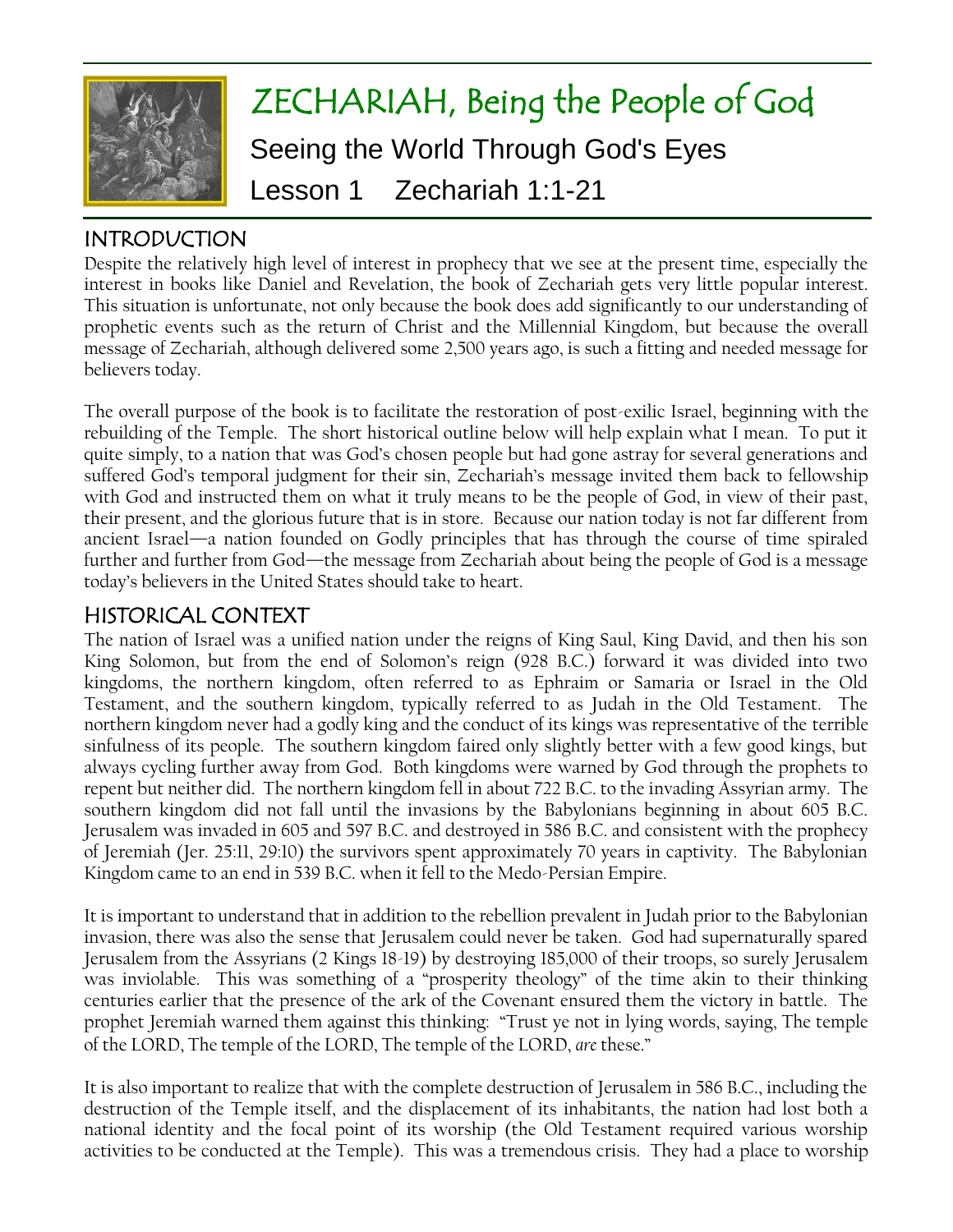# ZECHARIAH, Being the People of God

## Seeing the World Through God's Eyes

## Lesson 1 Zechariah 1:1-21

### INTRODUCTION

Despite the relatively high level of interest in prophecy that we see at the present time, especially the interest in books like Daniel and Revelation, the book of Zechariah gets very little popular interest. This situation is unfortunate, not only because the book does add significantly to our understanding of prophetic events such as the return of Christ and the Millennial Kingdom, but because the overall message of Zechariah, although delivered some 2,500 years ago, is such a fitting and needed message for believers today.

The overall purpose of the book is to facilitate the restoration of post-exilic Israel, beginning with the rebuilding of the Temple. The short historical outline below will help explain what I mean. To put it quite simply, to a nation that was God's chosen people but had gone astray for several generations and suffered God's temporal judgment for their sin, Zechariah's message invited them back to fellowship with God and instructed them on what it truly means to be the people of God, in view of their past, their present, and the glorious future that is in store. Because our nation today is not far different from ancient Israel—a nation founded on Godly principles that has through the course of time spiraled further and further from God—the message from Zechariah about being the people of God is a message today's believers in the United States should take to heart.

### HISTORICAL CONTEXT

The nation of Israel was a unified nation under the reigns of King Saul, King David, and then his son King Solomon, but from the end of Solomon's reign (928 B.C.) forward it was divided into two kingdoms, the northern kingdom, often referred to as Ephraim or Samaria or Israel in the Old Testament, and the southern kingdom, typically referred to as Judah in the Old Testament. The northern kingdom never had a godly king and the conduct of its kings was representative of the terrible sinfulness of its people. The southern kingdom faired only slightly better with a few good kings, but always cycling further away from God. Both kingdoms were warned by God through the prophets to repent but neither did. The northern kingdom fell in about 722 B.C. to the invading Assyrian army. The southern kingdom did not fall until the invasions by the Babylonians beginning in about 605 B.C. Jerusalem was invaded in 605 and 597 B.C. and destroyed in 586 B.C. and consistent with the prophecy of Jeremiah (Jer. 25:11, 29:10) the survivors spent approximately 70 years in captivity. The Babylonian Kingdom came to an end in 539 B.C. when it fell to the Medo-Persian Empire.

It is important to understand that in addition to the rebellion prevalent in Judah prior to the Babylonian invasion, there was also the sense that Jerusalem could never be taken. God had supernaturally spared Jerusalem from the Assyrians (2 Kings 18-19) by destroying 185,000 of their troops, so surely Jerusalem was inviolable. This was something of a "prosperity theology" of the time akin to their thinking centuries earlier that the presence of the ark of the Covenant ensured them the victory in battle. The prophet Jeremiah warned them against this thinking: "Trust ye not in lying words, saying, The temple of the LORD, The temple of the LORD, The temple of the LORD, *are* these."

It is also important to realize that with the complete destruction of Jerusalem in 586 B.C., including the destruction of the Temple itself, and the displacement of its inhabitants, the nation had lost both a national identity and the focal point of its worship (the Old Testament required various worship activities to be conducted at the Temple). This was a tremendous crisis. They had a place to worship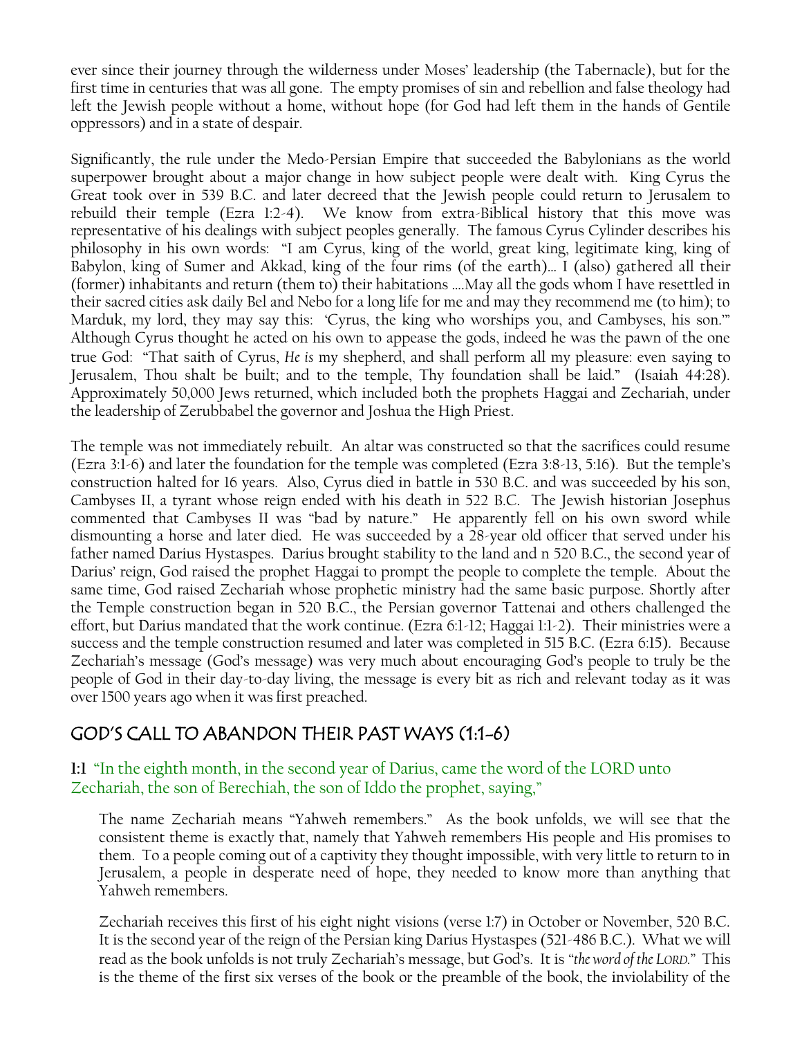ever since their journey through the wilderness under Moses' leadership (the Tabernacle), but for the first time in centuries that was all gone. The empty promises of sin and rebellion and false theology had left the Jewish people without a home, without hope (for God had left them in the hands of Gentile oppressors) and in a state of despair.

Significantly, the rule under the Medo-Persian Empire that succeeded the Babylonians as the world superpower brought about a major change in how subject people were dealt with. King Cyrus the Great took over in 539 B.C. and later decreed that the Jewish people could return to Jerusalem to rebuild their temple (Ezra 1:2-4). We know from extra-Biblical history that this move was representative of his dealings with subject peoples generally. The famous Cyrus Cylinder describes his philosophy in his own words: "I am Cyrus, king of the world, great king, legitimate king, king of Babylon, king of Sumer and Akkad, king of the four rims (of the earth)… I (also) gathered all their (former) inhabitants and return (them to) their habitations ….May all the gods whom I have resettled in their sacred cities ask daily Bel and Nebo for a long life for me and may they recommend me (to him); to Marduk, my lord, they may say this: 'Cyrus, the king who worships you, and Cambyses, his son.'" Although Cyrus thought he acted on his own to appease the gods, indeed he was the pawn of the one true God: "That saith of Cyrus, *He is* my shepherd, and shall perform all my pleasure: even saying to Jerusalem, Thou shalt be built; and to the temple, Thy foundation shall be laid." (Isaiah 44:28). Approximately 50,000 Jews returned, which included both the prophets Haggai and Zechariah, under the leadership of Zerubbabel the governor and Joshua the High Priest.

The temple was not immediately rebuilt. An altar was constructed so that the sacrifices could resume (Ezra 3:1-6) and later the foundation for the temple was completed (Ezra 3:8-13, 5:16). But the temple's construction halted for 16 years. Also, Cyrus died in battle in 530 B.C. and was succeeded by his son, Cambyses II, a tyrant whose reign ended with his death in 522 B.C. The Jewish historian Josephus commented that Cambyses II was "bad by nature." He apparently fell on his own sword while dismounting a horse and later died. He was succeeded by a 28-year old officer that served under his father named Darius Hystaspes. Darius brought stability to the land and n 520 B.C., the second year of Darius' reign, God raised the prophet Haggai to prompt the people to complete the temple. About the same time, God raised Zechariah whose prophetic ministry had the same basic purpose. Shortly after the Temple construction began in 520 B.C., the Persian governor Tattenai and others challenged the effort, but Darius mandated that the work continue. (Ezra 6:1-12; Haggai 1:1-2). Their ministries were a success and the temple construction resumed and later was completed in 515 B.C. (Ezra 6:15). Because Zechariah's message (God's message) was very much about encouraging God's people to truly be the people of God in their day-to-day living, the message is every bit as rich and relevant today as it was over 1500 years ago when it was first preached.

## GOD'S CALL TO ABANDON THEIR PAST WAYS (1:1-6)

**1:1** "In the eighth month, in the second year of Darius, came the word of the LORD unto Zechariah, the son of Berechiah, the son of Iddo the prophet, saying,"

The name Zechariah means "Yahweh remembers." As the book unfolds, we will see that the consistent theme is exactly that, namely that Yahweh remembers His people and His promises to them. To a people coming out of a captivity they thought impossible, with very little to return to in Jerusalem, a people in desperate need of hope, they needed to know more than anything that Yahweh remembers.

Zechariah receives this first of his eight night visions (verse 1:7) in October or November, 520 B.C. It is the second year of the reign of the Persian king Darius Hystaspes (521-486 B.C.). What we will read as the book unfolds is not truly Zechariah's message, but God's. It is "*the word of the LORD*." This is the theme of the first six verses of the book or the preamble of the book, the inviolability of the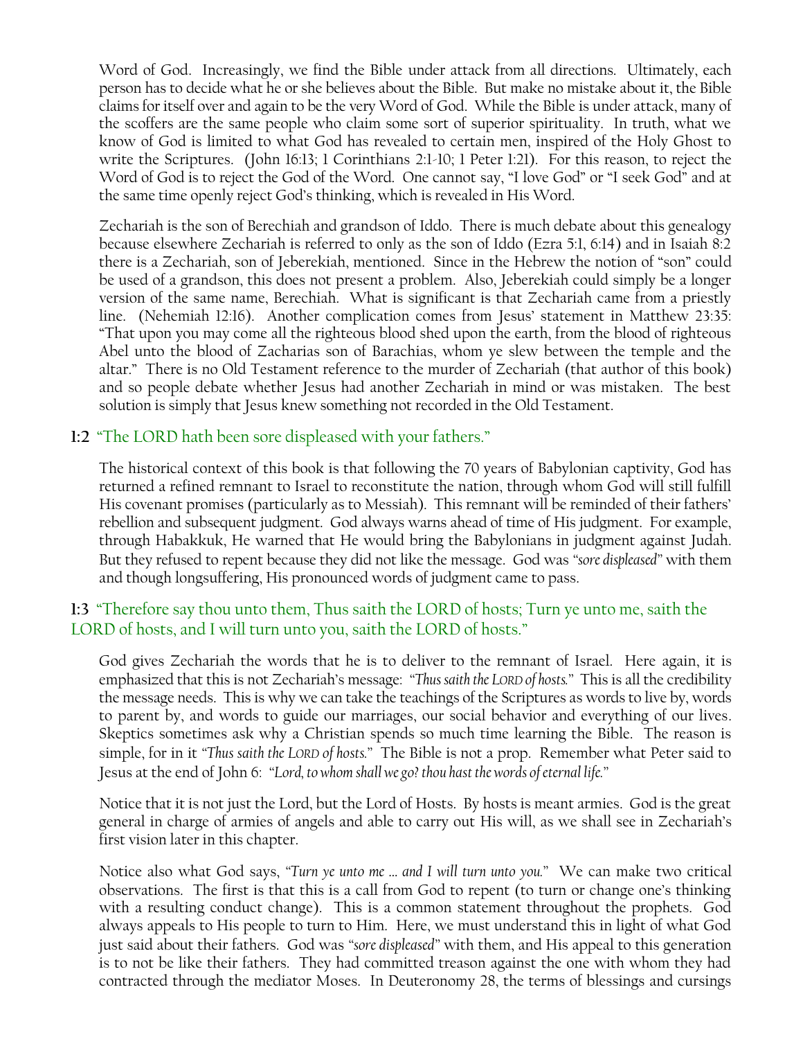Word of God. Increasingly, we find the Bible under attack from all directions. Ultimately, each person has to decide what he or she believes about the Bible. But make no mistake about it, the Bible claims for itself over and again to be the very Word of God. While the Bible is under attack, many of the scoffers are the same people who claim some sort of superior spirituality. In truth, what we know of God is limited to what God has revealed to certain men, inspired of the Holy Ghost to write the Scriptures. (John 16:13; 1 Corinthians 2:1-10; 1 Peter 1:21). For this reason, to reject the Word of God is to reject the God of the Word. One cannot say, "I love God" or "I seek God" and at the same time openly reject God's thinking, which is revealed in His Word.

Zechariah is the son of Berechiah and grandson of Iddo. There is much debate about this genealogy because elsewhere Zechariah is referred to only as the son of Iddo (Ezra 5:1, 6:14) and in Isaiah 8:2 there is a Zechariah, son of Jeberekiah, mentioned. Since in the Hebrew the notion of "son" could be used of a grandson, this does not present a problem. Also, Jeberekiah could simply be a longer version of the same name, Berechiah. What is significant is that Zechariah came from a priestly line. (Nehemiah 12:16). Another complication comes from Jesus' statement in Matthew 23:35: "That upon you may come all the righteous blood shed upon the earth, from the blood of righteous Abel unto the blood of Zacharias son of Barachias, whom ye slew between the temple and the altar." There is no Old Testament reference to the murder of Zechariah (that author of this book) and so people debate whether Jesus had another Zechariah in mind or was mistaken. The best solution is simply that Jesus knew something not recorded in the Old Testament.

**1:2** "The LORD hath been sore displeased with your fathers."

The historical context of this book is that following the 70 years of Babylonian captivity, God has returned a refined remnant to Israel to reconstitute the nation, through whom God will still fulfill His covenant promises (particularly as to Messiah). This remnant will be reminded of their fathers' rebellion and subsequent judgment. God always warns ahead of time of His judgment. For example, through Habakkuk, He warned that He would bring the Babylonians in judgment against Judah. But they refused to repent because they did not like the message. God was "*sore displeased*" with them and though longsuffering, His pronounced words of judgment came to pass.

**1:3** "Therefore say thou unto them, Thus saith the LORD of hosts; Turn ye unto me, saith the LORD of hosts, and I will turn unto you, saith the LORD of hosts."

God gives Zechariah the words that he is to deliver to the remnant of Israel. Here again, it is emphasized that this is not Zechariah's message: "*Thus saith the LORD of hosts.*" This is all the credibility the message needs. This is why we can take the teachings of the Scriptures as words to live by, words to parent by, and words to guide our marriages, our social behavior and everything of our lives. Skeptics sometimes ask why a Christian spends so much time learning the Bible. The reason is simple, for in it "*Thus saith the LORD of hosts.*" The Bible is not a prop. Remember what Peter said to Jesus at the end of John 6: "*Lord, to whom shall we go? thou hast the words of eternal life.*"

Notice that it is not just the Lord, but the Lord of Hosts. By hosts is meant armies. God is the great general in charge of armies of angels and able to carry out His will, as we shall see in Zechariah's first vision later in this chapter.

Notice also what God says, "*Turn ye unto me … and I will turn unto you.*" We can make two critical observations. The first is that this is a call from God to repent (to turn or change one's thinking with a resulting conduct change). This is a common statement throughout the prophets. God always appeals to His people to turn to Him. Here, we must understand this in light of what God just said about their fathers. God was "*sore displeased*" with them, and His appeal to this generation is to not be like their fathers. They had committed treason against the one with whom they had contracted through the mediator Moses. In Deuteronomy 28, the terms of blessings and cursings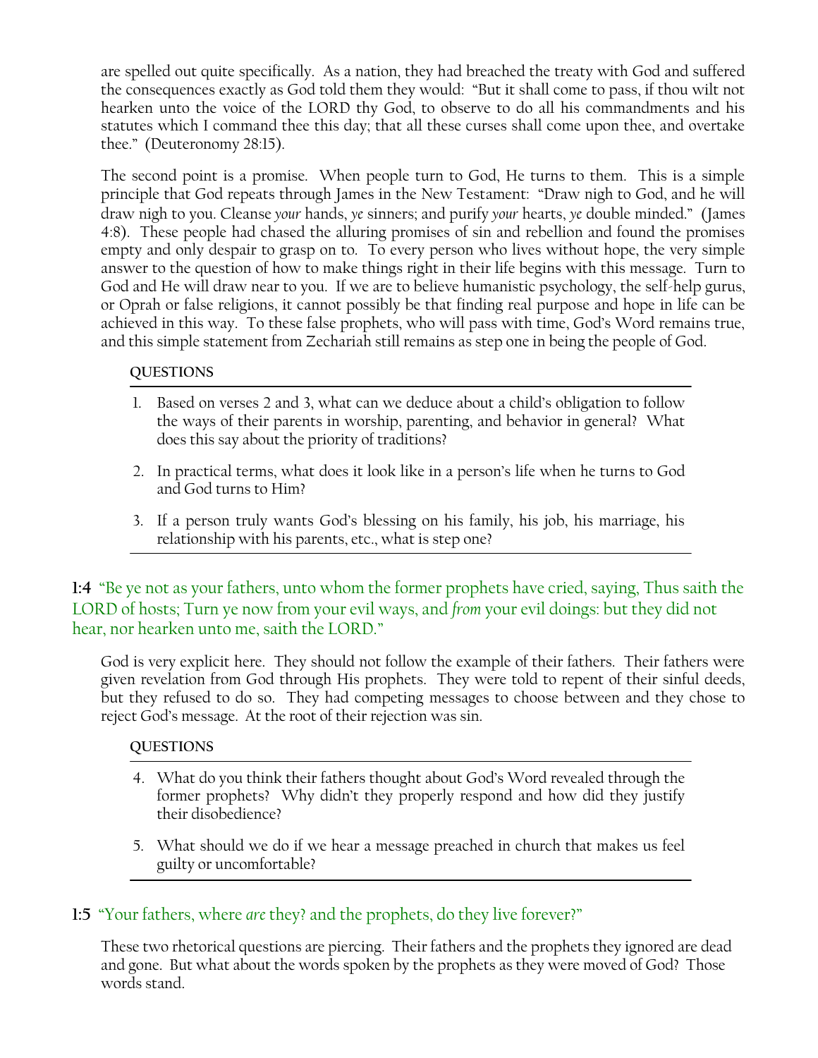are spelled out quite specifically. As a nation, they had breached the treaty with God and suffered the consequences exactly as God told them they would: "But it shall come to pass, if thou wilt not hearken unto the voice of the LORD thy God, to observe to do all his commandments and his statutes which I command thee this day; that all these curses shall come upon thee, and overtake thee." (Deuteronomy 28:15).

The second point is a promise. When people turn to God, He turns to them. This is a simple principle that God repeats through James in the New Testament: "Draw nigh to God, and he will draw nigh to you. Cleanse *your* hands, *ye* sinners; and purify *your* hearts, *ye* double minded." (James 4:8). These people had chased the alluring promises of sin and rebellion and found the promises empty and only despair to grasp on to. To every person who lives without hope, the very simple answer to the question of how to make things right in their life begins with this message. Turn to God and He will draw near to you. If we are to believe humanistic psychology, the self-help gurus, or Oprah or false religions, it cannot possibly be that finding real purpose and hope in life can be achieved in this way. To these false prophets, who will pass with time, God's Word remains true, and this simple statement from Zechariah still remains as step one in being the people of God.

**QUESTIONS**

1. Based on verses 2 and 3, what can we deduce about a child's obligation to follow the ways of their parents in worship, parenting, and behavior in general? What does this say about the priority of traditions?
2. In practical terms, what does it look like in a person's life when he turns to God and God turns to Him?
3. If a person truly wants God's blessing on his family, his job, his marriage, his relationship with his parents, etc., what is step one?

**1:4** "Be ye not as your fathers, unto whom the former prophets have cried, saying, Thus saith the LORD of hosts; Turn ye now from your evil ways, and *from* your evil doings: but they did not hear, nor hearken unto me, saith the LORD."

God is very explicit here. They should not follow the example of their fathers. Their fathers were given revelation from God through His prophets. They were told to repent of their sinful deeds, but they refused to do so. They had competing messages to choose between and they chose to reject God's message. At the root of their rejection was sin.

**QUESTIONS**

4. What do you think their fathers thought about God's Word revealed through the former prophets? Why didn't they properly respond and how did they justify their disobedience?
5. What should we do if we hear a message preached in church that makes us feel guilty or uncomfortable?

**1:5** "Your fathers, where *are* they? and the prophets, do they live forever?"

These two rhetorical questions are piercing. Their fathers and the prophets they ignored are dead and gone. But what about the words spoken by the prophets as they were moved of God? Those words stand.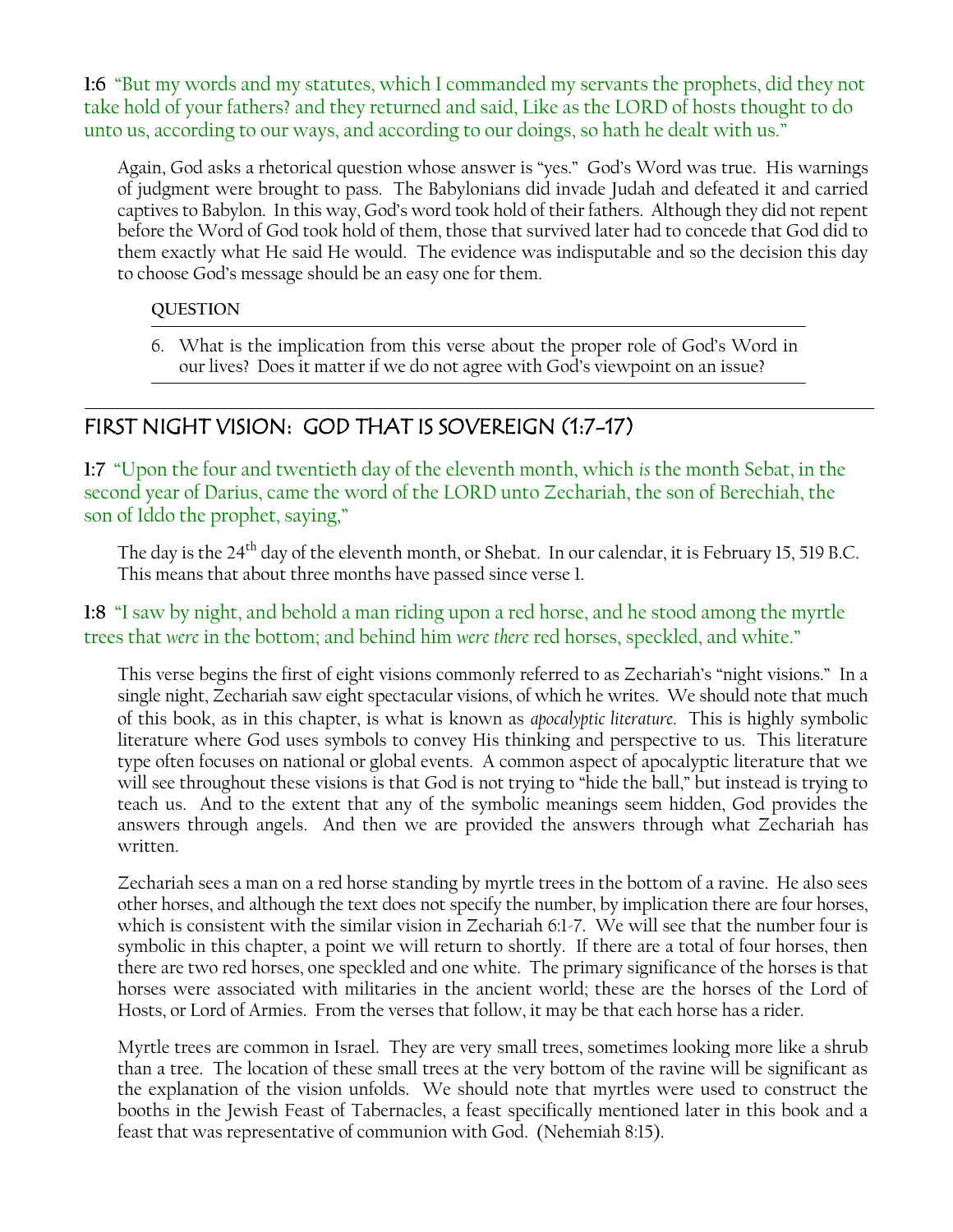**1:6** "But my words and my statutes, which I commanded my servants the prophets, did they not take hold of your fathers? and they returned and said, Like as the LORD of hosts thought to do unto us, according to our ways, and according to our doings, so hath he dealt with us."

Again, God asks a rhetorical question whose answer is "yes." God's Word was true. His warnings of judgment were brought to pass. The Babylonians did invade Judah and defeated it and carried captives to Babylon. In this way, God's word took hold of their fathers. Although they did not repent before the Word of God took hold of them, those that survived later had to concede that God did to them exactly what He said He would. The evidence was indisputable and so the decision this day to choose God's message should be an easy one for them.

**QUESTION**

6. What is the implication from this verse about the proper role of God's Word in our lives? Does it matter if we do not agree with God's viewpoint on an issue?

## FIRST NIGHT VISION: GOD THAT IS SOVEREIGN (1:7-17)

**1:7** "Upon the four and twentieth day of the eleventh month, which *is* the month Sebat, in the second year of Darius, came the word of the LORD unto Zechariah, the son of Berechiah, the son of Iddo the prophet, saying,"

The day is the 24th day of the eleventh month, or Shebat. In our calendar, it is February 15, 519 B.C. This means that about three months have passed since verse 1.

**1:8** "I saw by night, and behold a man riding upon a red horse, and he stood among the myrtle trees that *were* in the bottom; and behind him *were there* red horses, speckled, and white."

This verse begins the first of eight visions commonly referred to as Zechariah's "night visions." In a single night, Zechariah saw eight spectacular visions, of which he writes. We should note that much of this book, as in this chapter, is what is known as *apocalyptic literature*. This is highly symbolic literature where God uses symbols to convey His thinking and perspective to us. This literature type often focuses on national or global events. A common aspect of apocalyptic literature that we will see throughout these visions is that God is not trying to "hide the ball," but instead is trying to teach us. And to the extent that any of the symbolic meanings seem hidden, God provides the answers through angels. And then we are provided the answers through what Zechariah has written.

Zechariah sees a man on a red horse standing by myrtle trees in the bottom of a ravine. He also sees other horses, and although the text does not specify the number, by implication there are four horses, which is consistent with the similar vision in Zechariah 6:1-7. We will see that the number four is symbolic in this chapter, a point we will return to shortly. If there are a total of four horses, then there are two red horses, one speckled and one white. The primary significance of the horses is that horses were associated with militaries in the ancient world; these are the horses of the Lord of Hosts, or Lord of Armies. From the verses that follow, it may be that each horse has a rider.

Myrtle trees are common in Israel. They are very small trees, sometimes looking more like a shrub than a tree. The location of these small trees at the very bottom of the ravine will be significant as the explanation of the vision unfolds. We should note that myrtles were used to construct the booths in the Jewish Feast of Tabernacles, a feast specifically mentioned later in this book and a feast that was representative of communion with God. (Nehemiah 8:15).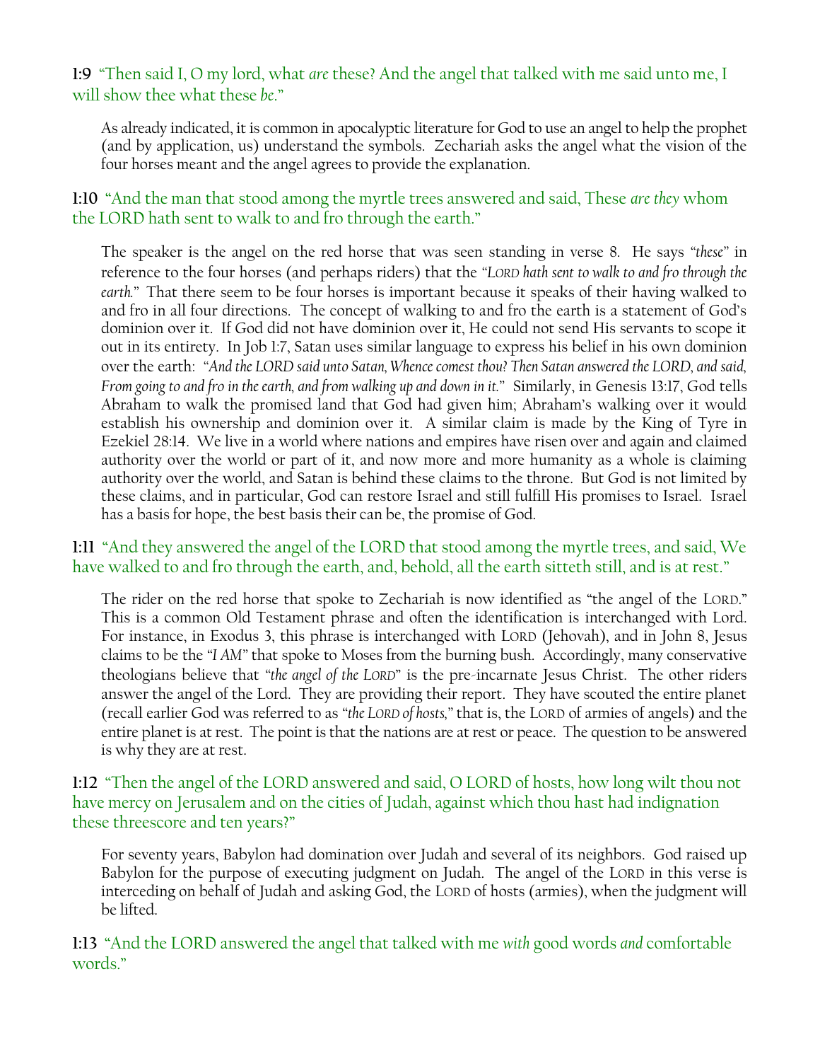**1:9** "Then said I, O my lord, what *are* these? And the angel that talked with me said unto me, I will show thee what these *be*."

As already indicated, it is common in apocalyptic literature for God to use an angel to help the prophet (and by application, us) understand the symbols. Zechariah asks the angel what the vision of the four horses meant and the angel agrees to provide the explanation.

**1:10** "And the man that stood among the myrtle trees answered and said, These *are they* whom the LORD hath sent to walk to and fro through the earth."

The speaker is the angel on the red horse that was seen standing in verse 8. He says "*these*" in reference to the four horses (and perhaps riders) that the "*LORD hath sent to walk to and fro through the earth.*" That there seem to be four horses is important because it speaks of their having walked to and fro in all four directions. The concept of walking to and fro the earth is a statement of God's dominion over it. If God did not have dominion over it, He could not send His servants to scope it out in its entirety. In Job 1:7, Satan uses similar language to express his belief in his own dominion over the earth: "*And the LORD said unto Satan, Whence comest thou? Then Satan answered the LORD, and said, From going to and fro in the earth, and from walking up and down in it.*" Similarly, in Genesis 13:17, God tells Abraham to walk the promised land that God had given him; Abraham's walking over it would establish his ownership and dominion over it. A similar claim is made by the King of Tyre in Ezekiel 28:14. We live in a world where nations and empires have risen over and again and claimed authority over the world or part of it, and now more and more humanity as a whole is claiming authority over the world, and Satan is behind these claims to the throne. But God is not limited by these claims, and in particular, God can restore Israel and still fulfill His promises to Israel. Israel has a basis for hope, the best basis their can be, the promise of God.

**1:11** "And they answered the angel of the LORD that stood among the myrtle trees, and said, We have walked to and fro through the earth, and, behold, all the earth sitteth still, and is at rest."

The rider on the red horse that spoke to Zechariah is now identified as "the angel of the LORD." This is a common Old Testament phrase and often the identification is interchanged with Lord. For instance, in Exodus 3, this phrase is interchanged with LORD (Jehovah), and in John 8, Jesus claims to be the "*I AM*" that spoke to Moses from the burning bush. Accordingly, many conservative theologians believe that "*the angel of the LORD*" is the pre-incarnate Jesus Christ. The other riders answer the angel of the Lord. They are providing their report. They have scouted the entire planet (recall earlier God was referred to as "*the LORD of hosts,*" that is, the LORD of armies of angels) and the entire planet is at rest. The point is that the nations are at rest or peace. The question to be answered is why they are at rest.

**1:12** "Then the angel of the LORD answered and said, O LORD of hosts, how long wilt thou not have mercy on Jerusalem and on the cities of Judah, against which thou hast had indignation these threescore and ten years?"

For seventy years, Babylon had domination over Judah and several of its neighbors. God raised up Babylon for the purpose of executing judgment on Judah. The angel of the LORD in this verse is interceding on behalf of Judah and asking God, the LORD of hosts (armies), when the judgment will be lifted.

**1:13** "And the LORD answered the angel that talked with me *with* good words *and* comfortable words."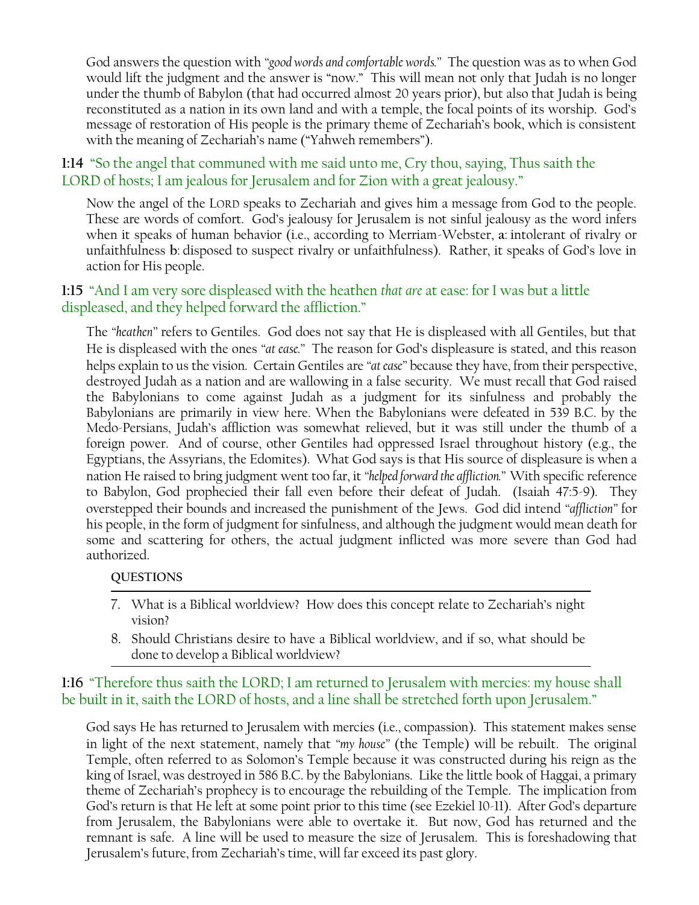God answers the question with "*good words and comfortable words.*" The question was as to when God would lift the judgment and the answer is "now." This will mean not only that Judah is no longer under the thumb of Babylon (that had occurred almost 20 years prior), but also that Judah is being reconstituted as a nation in its own land and with a temple, the focal points of its worship. God's message of restoration of His people is the primary theme of Zechariah's book, which is consistent with the meaning of Zechariah's name ("Yahweh remembers").

**1:14** "So the angel that communed with me said unto me, Cry thou, saying, Thus saith the LORD of hosts; I am jealous for Jerusalem and for Zion with a great jealousy."

Now the angel of the LORD speaks to Zechariah and gives him a message from God to the people. These are words of comfort. God's jealousy for Jerusalem is not sinful jealousy as the word infers when it speaks of human behavior (i.e., according to Merriam-Webster, **a**: intolerant of rivalry or unfaithfulness **b**: disposed to suspect rivalry or unfaithfulness). Rather, it speaks of God's love in action for His people.

**1:15** "And I am very sore displeased with the heathen *that are* at ease: for I was but a little displeased, and they helped forward the affliction."

The "*heathen*" refers to Gentiles. God does not say that He is displeased with all Gentiles, but that He is displeased with the ones "*at ease.*" The reason for God's displeasure is stated, and this reason helps explain to us the vision. Certain Gentiles are "*at ease*" because they have, from their perspective, destroyed Judah as a nation and are wallowing in a false security. We must recall that God raised the Babylonians to come against Judah as a judgment for its sinfulness and probably the Babylonians are primarily in view here. When the Babylonians were defeated in 539 B.C. by the Medo-Persians, Judah's affliction was somewhat relieved, but it was still under the thumb of a foreign power. And of course, other Gentiles had oppressed Israel throughout history (e.g., the Egyptians, the Assyrians, the Edomites). What God says is that His source of displeasure is when a nation He raised to bring judgment went too far, it "*helped forward the affliction.*" With specific reference to Babylon, God prophecied their fall even before their defeat of Judah. (Isaiah 47:5-9). They overstepped their bounds and increased the punishment of the Jews. God did intend "*affliction*" for his people, in the form of judgment for sinfulness, and although the judgment would mean death for some and scattering for others, the actual judgment inflicted was more severe than God had authorized.

**QUESTIONS**

7. What is a Biblical worldview? How does this concept relate to Zechariah's night vision?
8. Should Christians desire to have a Biblical worldview, and if so, what should be done to develop a Biblical worldview?

**1:16** "Therefore thus saith the LORD; I am returned to Jerusalem with mercies: my house shall be built in it, saith the LORD of hosts, and a line shall be stretched forth upon Jerusalem."

God says He has returned to Jerusalem with mercies (i.e., compassion). This statement makes sense in light of the next statement, namely that "*my house*" (the Temple) will be rebuilt. The original Temple, often referred to as Solomon's Temple because it was constructed during his reign as the king of Israel, was destroyed in 586 B.C. by the Babylonians. Like the little book of Haggai, a primary theme of Zechariah's prophecy is to encourage the rebuilding of the Temple. The implication from God's return is that He left at some point prior to this time (see Ezekiel 10-11). After God's departure from Jerusalem, the Babylonians were able to overtake it. But now, God has returned and the remnant is safe. A line will be used to measure the size of Jerusalem. This is foreshadowing that Jerusalem's future, from Zechariah's time, will far exceed its past glory.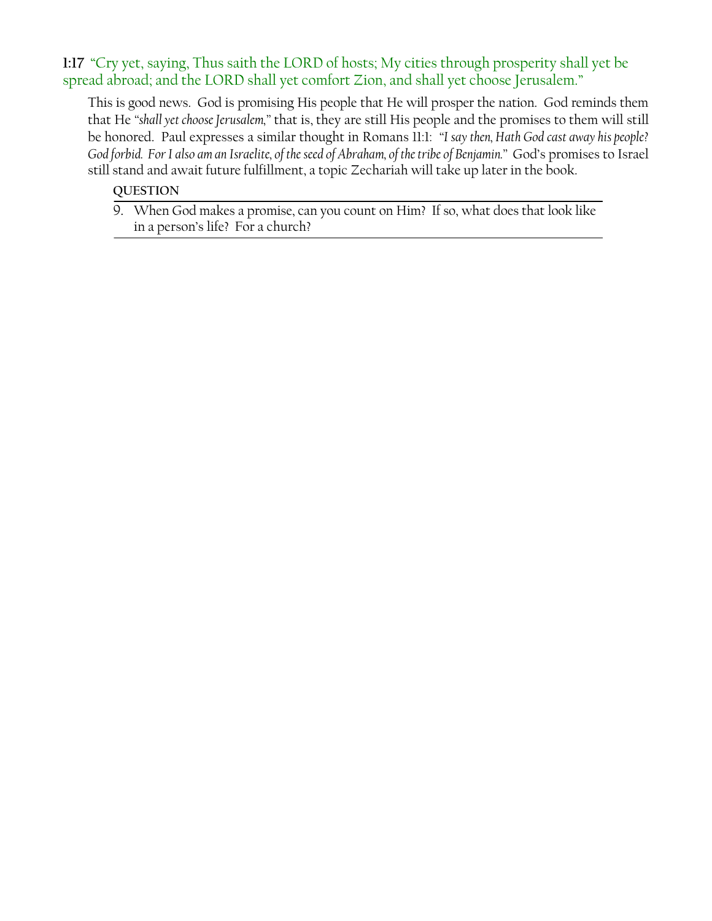**1:17** "Cry yet, saying, Thus saith the LORD of hosts; My cities through prosperity shall yet be spread abroad; and the LORD shall yet comfort Zion, and shall yet choose Jerusalem."

This is good news. God is promising His people that He will prosper the nation. God reminds them that He "*shall yet choose Jerusalem*," that is, they are still His people and the promises to them will still be honored. Paul expresses a similar thought in Romans 11:1: "*I say then, Hath God cast away his people? God forbid. For I also am an Israelite, of the seed of Abraham, of the tribe of Benjamin.*" God's promises to Israel still stand and await future fulfillment, a topic Zechariah will take up later in the book.

**QUESTION**

9. When God makes a promise, can you count on Him? If so, what does that look like in a person's life? For a church?